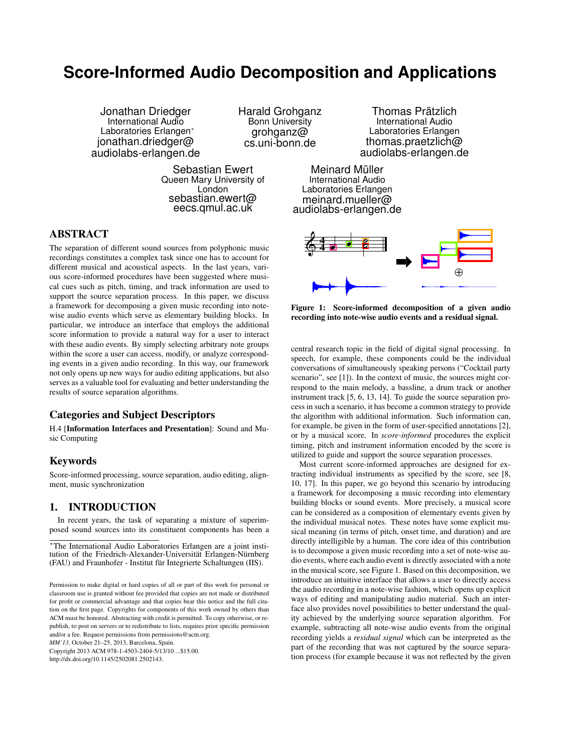# Score-Informed Audio Decomposition and Applications

Jonathan Driedger
International Audio Laboratories Erlangen*
jonathan.driedger@audiolabs-erlangen.de

Harald Grohganz
Bonn University
grohganz@cs.uni-bonn.de

Thomas Prätzlich
International Audio Laboratories Erlangen
thomas.praetzlich@audiolabs-erlangen.de

Sebastian Ewert
Queen Mary University of London
sebastian.ewert@eecs.qmul.ac.uk

Meinard Müller
International Audio Laboratories Erlangen
meinard.mueller@audiolabs-erlangen.de

## ABSTRACT

The separation of different sound sources from polyphonic music recordings constitutes a complex task since one has to account for different musical and acoustical aspects. In the last years, various score-informed procedures have been suggested where musical cues such as pitch, timing, and track information are used to support the source separation process. In this paper, we discuss a framework for decomposing a given music recording into note-wise audio events which serve as elementary building blocks. In particular, we introduce an interface that employs the additional score information to provide a natural way for a user to interact with these audio events. By simply selecting arbitrary note groups within the score a user can access, modify, or analyze corresponding events in a given audio recording. In this way, our framework not only opens up new ways for audio editing applications, but also serves as a valuable tool for evaluating and better understanding the results of source separation algorithms.

## Categories and Subject Descriptors

H.4 [**Information Interfaces and Presentation**]: Sound and Music Computing

## Keywords

Score-informed processing, source separation, audio editing, alignment, music synchronization

## 1. INTRODUCTION

In recent years, the task of separating a mixture of superimposed sound sources into its constituent components has been a central research topic in the field of digital signal processing. In speech, for example, these components could be the individual conversations of simultaneously speaking persons ("Cocktail party scenario", see [1]). In the context of music, the sources might correspond to the main melody, a bassline, a drum track or another instrument track [5, 6, 13, 14]. To guide the source separation process in such a scenario, it has become a common strategy to provide the algorithm with additional information. Such information can, for example, be given in the form of user-specified annotations [2], or by a musical score. In *score-informed* procedures the explicit timing, pitch and instrument information encoded by the score is utilized to guide and support the source separation processes.

Most current score-informed approaches are designed for extracting individual instruments as specified by the score, see [8, 10, 17]. In this paper, we go beyond this scenario by introducing a framework for decomposing a music recording into elementary building blocks or sound events. More precisely, a musical score can be considered as a composition of elementary events given by the individual musical notes. These notes have some explicit musical meaning (in terms of pitch, onset time, and duration) and are directly intelligible by a human. The core idea of this contribution is to decompose a given music recording into a set of note-wise audio events, where each audio event is directly associated with a note in the musical score, see Figure 1. Based on this decomposition, we introduce an intuitive interface that allows a user to directly access the audio recording in a note-wise fashion, which opens up explicit ways of editing and manipulating audio material. Such an interface also provides novel possibilities to better understand the quality achieved by the underlying source separation algorithm. For example, subtracting all note-wise audio events from the original recording yields a *residual signal* which can be interpreted as the part of the recording that was not captured by the source separation process (for example because it was not reflected by the given

**Figure 1: Score-informed decomposition of a given audio recording into note-wise audio events and a residual signal.**

*The International Audio Laboratories Erlangen are a joint institution of the Friedrich-Alexander-Universität Erlangen-Nürnberg (FAU) and Fraunhofer - Institut für Integrierte Schaltungen (IIS).

Permission to make digital or hard copies of all or part of this work for personal or classroom use is granted without fee provided that copies are not made or distributed for profit or commercial advantage and that copies bear this notice and the full citation on the first page. Copyrights for components of this work owned by others than ACM must be honored. Abstracting with credit is permitted. To copy otherwise, or republish, to post on servers or to redistribute to lists, requires prior specific permission and/or a fee. Request permissions from permissions@acm.org.
*MM'13,* October 21–25, 2013, Barcelona, Spain.
Copyright 2013 ACM 978-1-4503-2404-5/13/10 ...$15.00.
http://dx.doi.org/10.1145/2502081.2502143.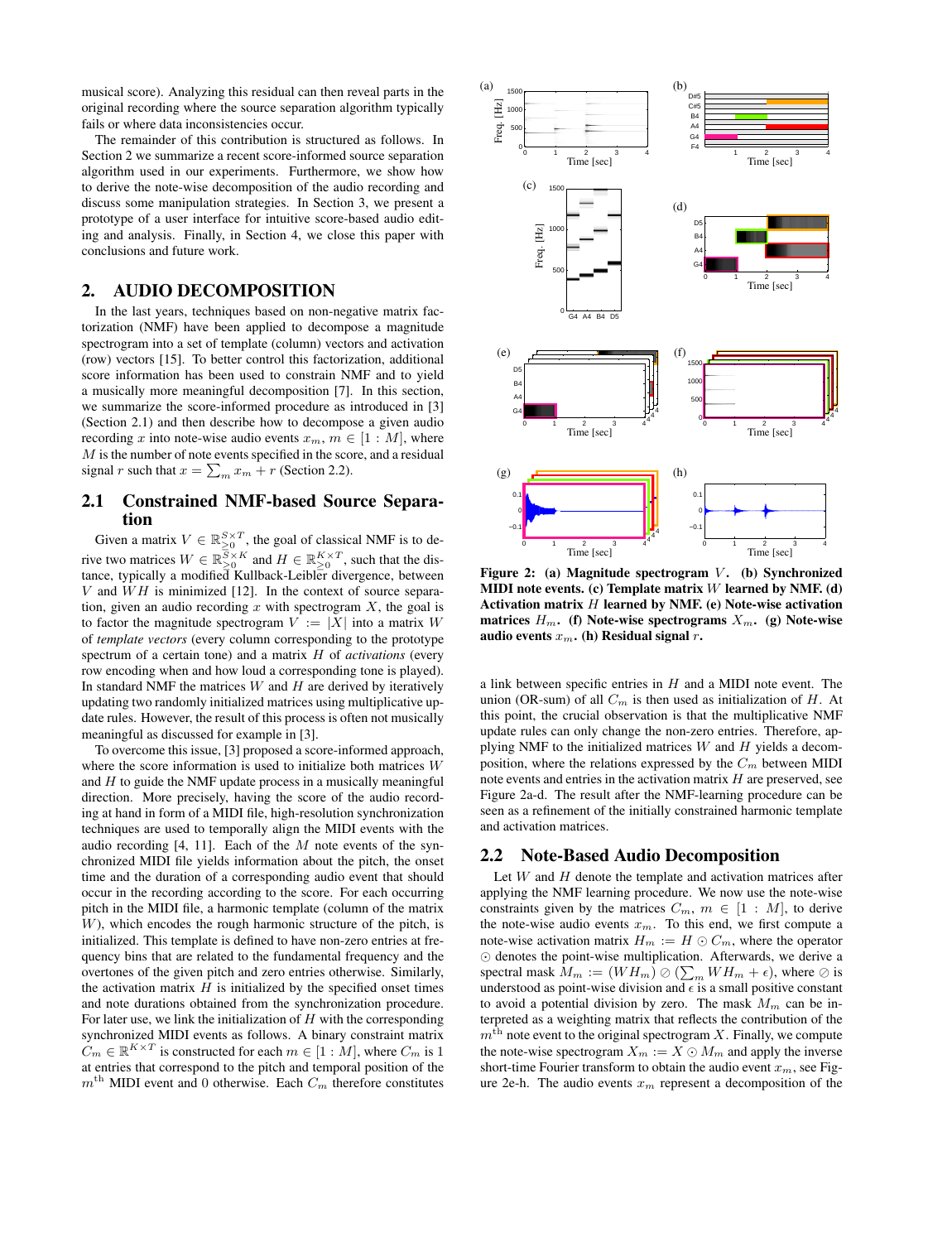musical score). Analyzing this residual can then reveal parts in the original recording where the source separation algorithm typically fails or where data inconsistencies occur.

The remainder of this contribution is structured as follows. In Section 2 we summarize a recent score-informed source separation algorithm used in our experiments. Furthermore, we show how to derive the note-wise decomposition of the audio recording and discuss some manipulation strategies. In Section 3, we present a prototype of a user interface for intuitive score-based audio editing and analysis. Finally, in Section 4, we close this paper with conclusions and future work.

## 2. AUDIO DECOMPOSITION

In the last years, techniques based on non-negative matrix factorization (NMF) have been applied to decompose a magnitude spectrogram into a set of template (column) vectors and activation (row) vectors [15]. To better control this factorization, additional score information has been used to constrain NMF and to yield a musically more meaningful decomposition [7]. In this section, we summarize the score-informed procedure as introduced in [3] (Section 2.1) and then describe how to decompose a given audio recording $x$ into note-wise audio events $x_m$, $m \in [1 : M]$, where $M$ is the number of note events specified in the score, and a residual signal $r$ such that $x = \sum_m x_m + r$ (Section 2.2).

### 2.1 Constrained NMF-based Source Separation

Given a matrix $V \in \mathbb{R}_{\geq 0}^{S \times T}$, the goal of classical NMF is to derive two matrices $W \in \mathbb{R}_{\geq 0}^{S \times K}$ and $H \in \mathbb{R}_{\geq 0}^{K \times T}$, such that the distance, typically a modified Kullback-Leibler divergence, between $V$ and $WH$ is minimized [12]. In the context of source separation, given an audio recording $x$ with spectrogram $X$, the goal is to factor the magnitude spectrogram $V := |X|$ into a matrix $W$ of *template vectors* (every column corresponding to the prototype spectrum of a certain tone) and a matrix $H$ of *activations* (every row encoding when and how loud a corresponding tone is played). In standard NMF the matrices $W$ and $H$ are derived by iteratively updating two randomly initialized matrices using multiplicative update rules. However, the result of this process is often not musically meaningful as discussed for example in [3].

To overcome this issue, [3] proposed a score-informed approach, where the score information is used to initialize both matrices $W$ and $H$ to guide the NMF update process in a musically meaningful direction. More precisely, having the score of the audio recording at hand in form of a MIDI file, high-resolution synchronization techniques are used to temporally align the MIDI events with the audio recording [4, 11]. Each of the $M$ note events of the synchronized MIDI file yields information about the pitch, the onset time and the duration of a corresponding audio event that should occur in the recording according to the score. For each occurring pitch in the MIDI file, a harmonic template (column of the matrix $W$), which encodes the rough harmonic structure of the pitch, is initialized. This template is defined to have non-zero entries at frequency bins that are related to the fundamental frequency and the overtones of the given pitch and zero entries otherwise. Similarly, the activation matrix $H$ is initialized by the specified onset times and note durations obtained from the synchronization procedure. For later use, we link the initialization of $H$ with the corresponding synchronized MIDI events as follows. A binary constraint matrix $C_m \in \mathbb{R}^{K \times T}$ is constructed for each $m \in [1 : M]$, where $C_m$ is 1 at entries that correspond to the pitch and temporal position of the $m^{\text{th}}$ MIDI event and 0 otherwise. Each $C_m$ therefore constitutes a link between specific entries in $H$ and a MIDI note event. The union (OR-sum) of all $C_m$ is then used as initialization of $H$. At this point, the crucial observation is that the multiplicative NMF update rules can only change the non-zero entries. Therefore, applying NMF to the initialized matrices $W$ and $H$ yields a decomposition, where the relations expressed by the $C_m$ between MIDI note events and entries in the activation matrix $H$ are preserved, see Figure 2a-d. The result after the NMF-learning procedure can be seen as a refinement of the initially constrained harmonic template and activation matrices.

**Figure 2: (a) Magnitude spectrogram $V$. (b) Synchronized MIDI note events. (c) Template matrix $W$ learned by NMF. (d) Activation matrix $H$ learned by NMF. (e) Note-wise activation matrices $H_m$. (f) Note-wise spectrograms $X_m$. (g) Note-wise audio events $x_m$. (h) Residual signal $r$.**

### 2.2 Note-Based Audio Decomposition

Let $W$ and $H$ denote the template and activation matrices after applying the NMF learning procedure. We now use the note-wise constraints given by the matrices $C_m$, $m \in [1 : M]$, to derive the note-wise audio events $x_m$. To this end, we first compute a note-wise activation matrix $H_m := H \odot C_m$, where the operator $\odot$ denotes the point-wise multiplication. Afterwards, we derive a spectral mask $M_m := (WH_m) \oslash (\sum_m WH_m + \epsilon)$, where $\oslash$ is understood as point-wise division and $\epsilon$ is a small positive constant to avoid a potential division by zero. The mask $M_m$ can be interpreted as a weighting matrix that reflects the contribution of the $m^{\text{th}}$ note event to the original spectrogram $X$. Finally, we compute the note-wise spectrogram $X_m := X \odot M_m$ and apply the inverse short-time Fourier transform to obtain the audio event $x_m$, see Figure 2e-h. The audio events $x_m$ represent a decomposition of the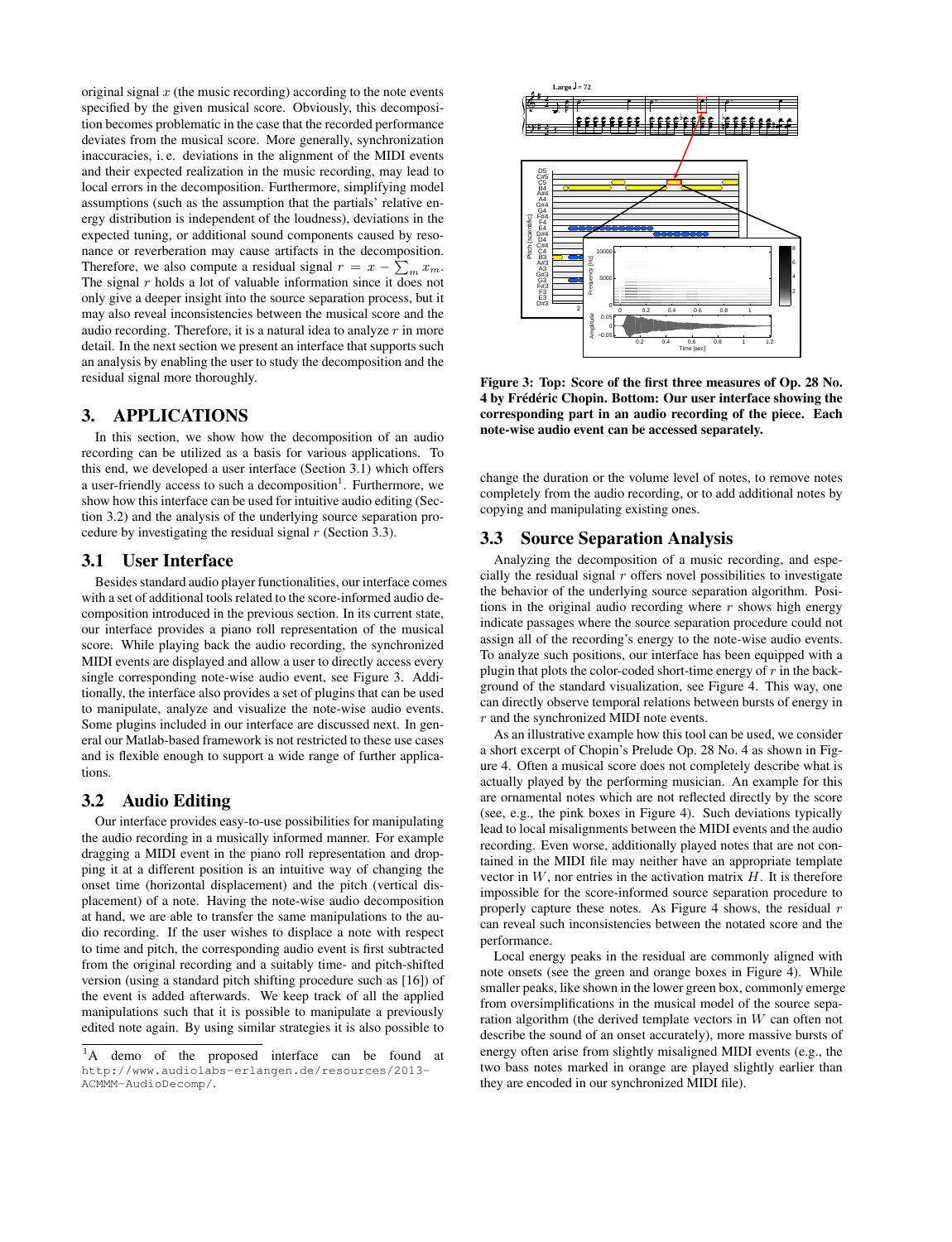original signal $x$ (the music recording) according to the note events specified by the given musical score. Obviously, this decomposition becomes problematic in the case that the recorded performance deviates from the musical score. More generally, synchronization inaccuracies, i. e. deviations in the alignment of the MIDI events and their expected realization in the music recording, may lead to local errors in the decomposition. Furthermore, simplifying model assumptions (such as the assumption that the partials' relative energy distribution is independent of the loudness), deviations in the expected tuning, or additional sound components caused by resonance or reverberation may cause artifacts in the decomposition. Therefore, we also compute a residual signal $r = x - \sum_m x_m$. The signal $r$ holds a lot of valuable information since it does not only give a deeper insight into the source separation process, but it may also reveal inconsistencies between the musical score and the audio recording. Therefore, it is a natural idea to analyze $r$ in more detail. In the next section we present an interface that supports such an analysis by enabling the user to study the decomposition and the residual signal more thoroughly.

## 3. APPLICATIONS

In this section, we show how the decomposition of an audio recording can be utilized as a basis for various applications. To this end, we developed a user interface (Section 3.1) which offers a user-friendly access to such a decomposition[1]. Furthermore, we show how this interface can be used for intuitive audio editing (Section 3.2) and the analysis of the underlying source separation procedure by investigating the residual signal $r$ (Section 3.3).

### 3.1 User Interface

Besides standard audio player functionalities, our interface comes with a set of additional tools related to the score-informed audio decomposition introduced in the previous section. In its current state, our interface provides a piano roll representation of the musical score. While playing back the audio recording, the synchronized MIDI events are displayed and allow a user to directly access every single corresponding note-wise audio event, see Figure 3. Additionally, the interface also provides a set of plugins that can be used to manipulate, analyze and visualize the note-wise audio events. Some plugins included in our interface are discussed next. In general our Matlab-based framework is not restricted to these use cases and is flexible enough to support a wide range of further applications.

### 3.2 Audio Editing

Our interface provides easy-to-use possibilities for manipulating the audio recording in a musically informed manner. For example dragging a MIDI event in the piano roll representation and dropping it at a different position is an intuitive way of changing the onset time (horizontal displacement) and the pitch (vertical displacement) of a note. Having the note-wise audio decomposition at hand, we are able to transfer the same manipulations to the audio recording. If the user wishes to displace a note with respect to time and pitch, the corresponding audio event is first subtracted from the original recording and a suitably time- and pitch-shifted version (using a standard pitch shifting procedure such as [16]) of the event is added afterwards. We keep track of all the applied manipulations such that it is possible to manipulate a previously edited note again. By using similar strategies it is also possible to change the duration or the volume level of notes, to remove notes completely from the audio recording, or to add additional notes by copying and manipulating existing ones.

[1] A demo of the proposed interface can be found at http://www.audiolabs-erlangen.de/resources/2013-ACMMM-AudioDecomp/.

**Figure 3: Top: Score of the first three measures of Op. 28 No. 4 by Frédéric Chopin. Bottom: Our user interface showing the corresponding part in an audio recording of the piece. Each note-wise audio event can be accessed separately.**

### 3.3 Source Separation Analysis

Analyzing the decomposition of a music recording, and especially the residual signal $r$ offers novel possibilities to investigate the behavior of the underlying source separation algorithm. Positions in the original audio recording where $r$ shows high energy indicate passages where the source separation procedure could not assign all of the recording's energy to the note-wise audio events. To analyze such positions, our interface has been equipped with a plugin that plots the color-coded short-time energy of $r$ in the background of the standard visualization, see Figure 4. This way, one can directly observe temporal relations between bursts of energy in $r$ and the synchronized MIDI note events.

As an illustrative example how this tool can be used, we consider a short excerpt of Chopin's Prelude Op. 28 No. 4 as shown in Figure 4. Often a musical score does not completely describe what is actually played by the performing musician. An example for this are ornamental notes which are not reflected directly by the score (see, e.g., the pink boxes in Figure 4). Such deviations typically lead to local misalignments between the MIDI events and the audio recording. Even worse, additionally played notes that are not contained in the MIDI file may neither have an appropriate template vector in $W$, nor entries in the activation matrix $H$. It is therefore impossible for the score-informed source separation procedure to properly capture these notes. As Figure 4 shows, the residual $r$ can reveal such inconsistencies between the notated score and the performance.

Local energy peaks in the residual are commonly aligned with note onsets (see the green and orange boxes in Figure 4). While smaller peaks, like shown in the lower green box, commonly emerge from oversimplifications in the musical model of the source separation algorithm (the derived template vectors in $W$ can often not describe the sound of an onset accurately), more massive bursts of energy often arise from slightly misaligned MIDI events (e.g., the two bass notes marked in orange are played slightly earlier than they are encoded in our synchronized MIDI file).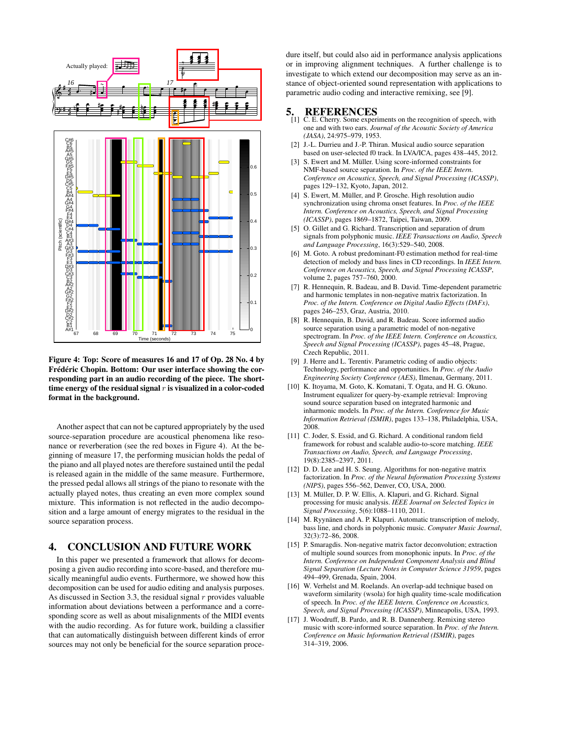Actually played:

16

17

C#6
C6
B5
A#5
A5
G#5
G5
F#5
F5
E5
D#5
D5
C#5
C5
B4
A#4
A4
G#4
G4
F#4
F4
E4
D#4
D4
C#4
C4
B3
A#3
A3
G#3
G3
F#3
F3
E3
D#3
D3
C#3
C3
B2
A#2
A2
G#2
G2
F#2
F2
E2
D#2
D2
C#2
C2
B1
A#1

Pitch (scientific)

67 68 69 70 71 72 73 74 75

Time (seconds)

0.6
0.5
0.4
0.3
0.2
0.1
0

**Figure 4: Top: Score of measures 16 and 17 of Op. 28 No. 4 by Frédéric Chopin. Bottom: Our user interface showing the corresponding part in an audio recording of the piece. The short-time energy of the residual signal $r$ is visualized in a color-coded format in the background.**

Another aspect that can not be captured appropriately by the used source-separation procedure are acoustical phenomena like resonance or reverberation (see the red boxes in Figure 4). At the beginning of measure 17, the performing musician holds the pedal of the piano and all played notes are therefore sustained until the pedal is released again in the middle of the same measure. Furthermore, the pressed pedal allows all strings of the piano to resonate with the actually played notes, thus creating an even more complex sound mixture. This information is not reflected in the audio decomposition and a large amount of energy migrates to the residual in the source separation process.

## 4. CONCLUSION AND FUTURE WORK

In this paper we presented a framework that allows for decomposing a given audio recording into score-based, and therefore musically meaningful audio events. Furthermore, we showed how this decomposition can be used for audio editing and analysis purposes. As discussed in Section 3.3, the residual signal $r$ provides valuable information about deviations between a performance and a corresponding score as well as about misalignments of the MIDI events with the audio recording. As for future work, building a classifier that can automatically distinguish between different kinds of error sources may not only be beneficial for the source separation procedure itself, but could also aid in performance analysis applications or in improving alignment techniques. A further challenge is to investigate to which extend our decomposition may serve as an instance of object-oriented sound representation with applications to parametric audio coding and interactive remixing, see [9].

## 5. REFERENCES

[1] C. E. Cherry. Some experiments on the recognition of speech, with one and with two ears. *Journal of the Acoustic Society of America (JASA)*, 24:975–979, 1953.

[2] J.-L. Durrieu and J.-P. Thiran. Musical audio source separation based on user-selected f0 track. In LVA/ICA, pages 438–445, 2012.

[3] S. Ewert and M. Müller. Using score-informed constraints for NMF-based source separation. In *Proc. of the IEEE Intern. Conference on Acoustics, Speech, and Signal Processing (ICASSP)*, pages 129–132, Kyoto, Japan, 2012.

[4] S. Ewert, M. Müller, and P. Grosche. High resolution audio synchronization using chroma onset features. In *Proc. of the IEEE Intern. Conference on Acoustics, Speech, and Signal Processing (ICASSP)*, pages 1869–1872, Taipei, Taiwan, 2009.

[5] O. Gillet and G. Richard. Transcription and separation of drum signals from polyphonic music. *IEEE Transactions on Audio, Speech and Language Processing*, 16(3):529–540, 2008.

[6] M. Goto. A robust predominant-F0 estimation method for real-time detection of melody and bass lines in CD recordings. In *IEEE Intern. Conference on Acoustics, Speech, and Signal Processing ICASSP*, volume 2, pages 757–760, 2000.

[7] R. Hennequin, R. Badeau, and B. David. Time-dependent parametric and harmonic templates in non-negative matrix factorization. In *Proc. of the Intern. Conference on Digital Audio Effects (DAFx)*, pages 246–253, Graz, Austria, 2010.

[8] R. Hennequin, B. David, and R. Badeau. Score informed audio source separation using a parametric model of non-negative spectrogram. In *Proc. of the IEEE Intern. Conference on Acoustics, Speech and Signal Processing (ICASSP)*, pages 45–48, Prague, Czech Republic, 2011.

[9] J. Herre and L. Terentiv. Parametric coding of audio objects: Technology, performance and opportunities. In *Proc. of the Audio Engineering Society Conference (AES)*, Ilmenau, Germany, 2011.

[10] K. Itoyama, M. Goto, K. Komatani, T. Ogata, and H. G. Okuno. Instrument equalizer for query-by-example retrieval: Improving sound source separation based on integrated harmonic and inharmonic models. In *Proc. of the Intern. Conference for Music Information Retrieval (ISMIR)*, pages 133–138, Philadelphia, USA, 2008.

[11] C. Joder, S. Essid, and G. Richard. A conditional random field framework for robust and scalable audio-to-score matching. *IEEE Transactions on Audio, Speech, and Language Processing*, 19(8):2385–2397, 2011.

[12] D. D. Lee and H. S. Seung. Algorithms for non-negative matrix factorization. In *Proc. of the Neural Information Processing Systems (NIPS)*, pages 556–562, Denver, CO, USA, 2000.

[13] M. Müller, D. P. W. Ellis, A. Klapuri, and G. Richard. Signal processing for music analysis. *IEEE Journal on Selected Topics in Signal Processing*, 5(6):1088–1110, 2011.

[14] M. Ryynänen and A. P. Klapuri. Automatic transcription of melody, bass line, and chords in polyphonic music. *Computer Music Journal*, 32(3):72–86, 2008.

[15] P. Smaragdis. Non-negative matrix factor deconvolution; extraction of multiple sound sources from monophonic inputs. In *Proc. of the Intern. Conference on Independent Component Analysis and Blind Signal Separation (Lecture Notes in Computer Science 31959*, pages 494–499, Grenada, Spain, 2004.

[16] W. Verhelst and M. Roelands. An overlap-add technique based on waveform similarity (wsola) for high quality time-scale modification of speech. In *Proc. of the IEEE Intern. Conference on Acoustics, Speech, and Signal Processing (ICASSP)*, Minneapolis, USA, 1993.

[17] J. Woodruff, B. Pardo, and R. B. Dannenberg. Remixing stereo music with score-informed source separation. In *Proc. of the Intern. Conference on Music Information Retrieval (ISMIR)*, pages 314–319, 2006.